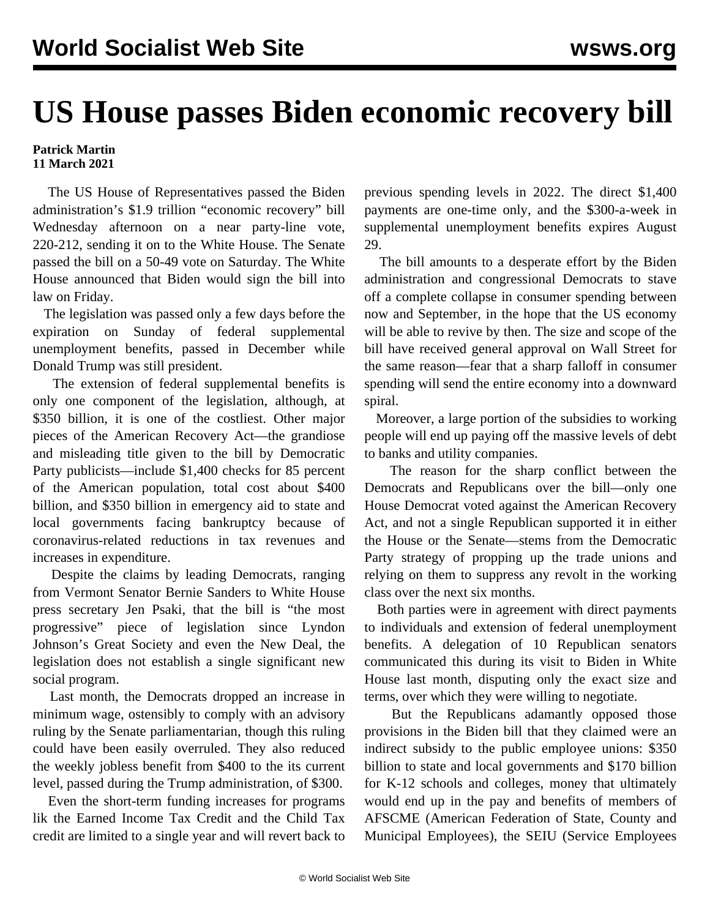# US House passes Biden economic recovery bill

**Patrick Martin**
**11 March 2021**

The US House of Representatives passed the Biden administration's $1.9 trillion "economic recovery" bill Wednesday afternoon on a near party-line vote, 220-212, sending it on to the White House. The Senate passed the bill on a 50-49 vote on Saturday. The White House announced that Biden would sign the bill into law on Friday.

The legislation was passed only a few days before the expiration on Sunday of federal supplemental unemployment benefits, passed in December while Donald Trump was still president.

The extension of federal supplemental benefits is only one component of the legislation, although, at $350 billion, it is one of the costliest. Other major pieces of the American Recovery Act—the grandiose and misleading title given to the bill by Democratic Party publicists—include $1,400 checks for 85 percent of the American population, total cost about $400 billion, and $350 billion in emergency aid to state and local governments facing bankruptcy because of coronavirus-related reductions in tax revenues and increases in expenditure.

Despite the claims by leading Democrats, ranging from Vermont Senator Bernie Sanders to White House press secretary Jen Psaki, that the bill is "the most progressive" piece of legislation since Lyndon Johnson's Great Society and even the New Deal, the legislation does not establish a single significant new social program.

Last month, the Democrats dropped an increase in minimum wage, ostensibly to comply with an advisory ruling by the Senate parliamentarian, though this ruling could have been easily overruled. They also reduced the weekly jobless benefit from $400 to the its current level, passed during the Trump administration, of $300.

Even the short-term funding increases for programs lik the Earned Income Tax Credit and the Child Tax credit are limited to a single year and will revert back to previous spending levels in 2022. The direct $1,400 payments are one-time only, and the $300-a-week in supplemental unemployment benefits expires August 29.

The bill amounts to a desperate effort by the Biden administration and congressional Democrats to stave off a complete collapse in consumer spending between now and September, in the hope that the US economy will be able to revive by then. The size and scope of the bill have received general approval on Wall Street for the same reason—fear that a sharp falloff in consumer spending will send the entire economy into a downward spiral.

Moreover, a large portion of the subsidies to working people will end up paying off the massive levels of debt to banks and utility companies.

The reason for the sharp conflict between the Democrats and Republicans over the bill—only one House Democrat voted against the American Recovery Act, and not a single Republican supported it in either the House or the Senate—stems from the Democratic Party strategy of propping up the trade unions and relying on them to suppress any revolt in the working class over the next six months.

Both parties were in agreement with direct payments to individuals and extension of federal unemployment benefits. A delegation of 10 Republican senators communicated this during its visit to Biden in White House last month, disputing only the exact size and terms, over which they were willing to negotiate.

But the Republicans adamantly opposed those provisions in the Biden bill that they claimed were an indirect subsidy to the public employee unions: $350 billion to state and local governments and $170 billion for K-12 schools and colleges, money that ultimately would end up in the pay and benefits of members of AFSCME (American Federation of State, County and Municipal Employees), the SEIU (Service Employees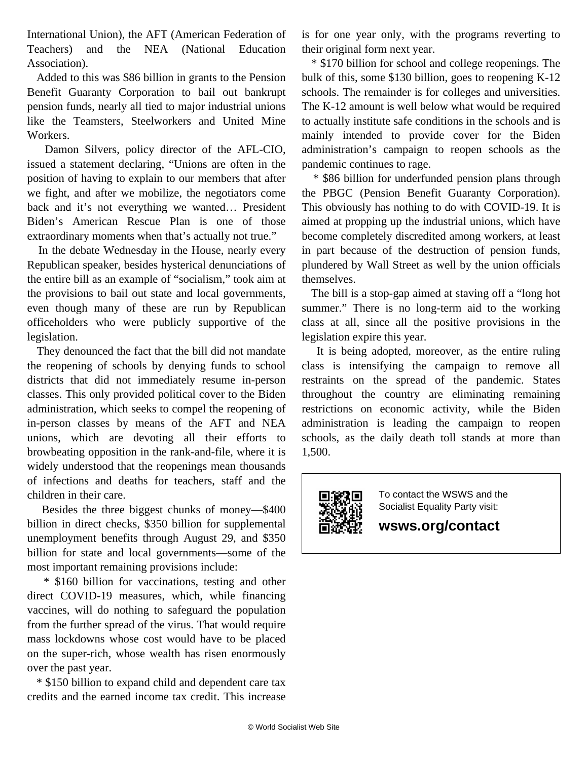International Union), the AFT (American Federation of Teachers) and the NEA (National Education Association).

Added to this was $86 billion in grants to the Pension Benefit Guaranty Corporation to bail out bankrupt pension funds, nearly all tied to major industrial unions like the Teamsters, Steelworkers and United Mine Workers.

Damon Silvers, policy director of the AFL-CIO, issued a statement declaring, “Unions are often in the position of having to explain to our members that after we fight, and after we mobilize, the negotiators come back and it’s not everything we wanted… President Biden’s American Rescue Plan is one of those extraordinary moments when that’s actually not true.”

In the debate Wednesday in the House, nearly every Republican speaker, besides hysterical denunciations of the entire bill as an example of “socialism,” took aim at the provisions to bail out state and local governments, even though many of these are run by Republican officeholders who were publicly supportive of the legislation.

They denounced the fact that the bill did not mandate the reopening of schools by denying funds to school districts that did not immediately resume in-person classes. This only provided political cover to the Biden administration, which seeks to compel the reopening of in-person classes by means of the AFT and NEA unions, which are devoting all their efforts to browbeating opposition in the rank-and-file, where it is widely understood that the reopenings mean thousands of infections and deaths for teachers, staff and the children in their care.

Besides the three biggest chunks of money—$400 billion in direct checks, $350 billion for supplemental unemployment benefits through August 29, and $350 billion for state and local governments—some of the most important remaining provisions include:

* $160 billion for vaccinations, testing and other direct COVID-19 measures, which, while financing vaccines, will do nothing to safeguard the population from the further spread of the virus. That would require mass lockdowns whose cost would have to be placed on the super-rich, whose wealth has risen enormously over the past year.

* $150 billion to expand child and dependent care tax credits and the earned income tax credit. This increase is for one year only, with the programs reverting to their original form next year.

* $170 billion for school and college reopenings. The bulk of this, some $130 billion, goes to reopening K-12 schools. The remainder is for colleges and universities. The K-12 amount is well below what would be required to actually institute safe conditions in the schools and is mainly intended to provide cover for the Biden administration’s campaign to reopen schools as the pandemic continues to rage.

* $86 billion for underfunded pension plans through the PBGC (Pension Benefit Guaranty Corporation). This obviously has nothing to do with COVID-19. It is aimed at propping up the industrial unions, which have become completely discredited among workers, at least in part because of the destruction of pension funds, plundered by Wall Street as well by the union officials themselves.

The bill is a stop-gap aimed at staving off a “long hot summer.” There is no long-term aid to the working class at all, since all the positive provisions in the legislation expire this year.

It is being adopted, moreover, as the entire ruling class is intensifying the campaign to remove all restraints on the spread of the pandemic. States throughout the country are eliminating remaining restrictions on economic activity, while the Biden administration is leading the campaign to reopen schools, as the daily death toll stands at more than 1,500.

To contact the WSWS and the Socialist Equality Party visit:

**wsws.org/contact**